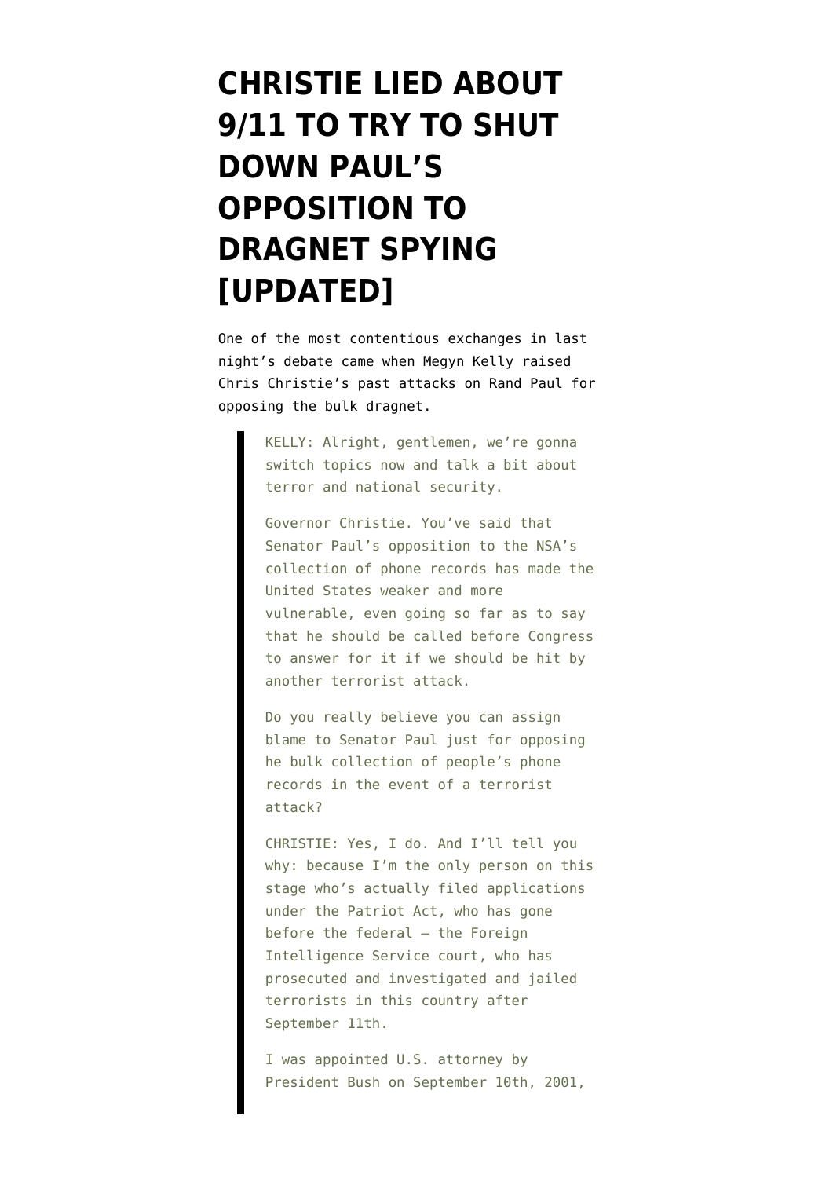# CHRISTIE LIED ABOUT 9/11 TO TRY TO SHUT DOWN PAUL'S OPPOSITION TO DRAGNET SPYING [UPDATED]

One of the most contentious exchanges in last night's debate came when Megyn Kelly raised Chris Christie's past attacks on Rand Paul for opposing the bulk dragnet.

> KELLY: Alright, gentlemen, we're gonna switch topics now and talk a bit about terror and national security.
>
> Governor Christie. You've said that Senator Paul's opposition to the NSA's collection of phone records has made the United States weaker and more vulnerable, even going so far as to say that he should be called before Congress to answer for it if we should be hit by another terrorist attack.
>
> Do you really believe you can assign blame to Senator Paul just for opposing he bulk collection of people's phone records in the event of a terrorist attack?
>
> CHRISTIE: Yes, I do. And I'll tell you why: because I'm the only person on this stage who's actually filed applications under the Patriot Act, who has gone before the federal — the Foreign Intelligence Service court, who has prosecuted and investigated and jailed terrorists in this country after September 11th.
>
> I was appointed U.S. attorney by President Bush on September 10th, 2001,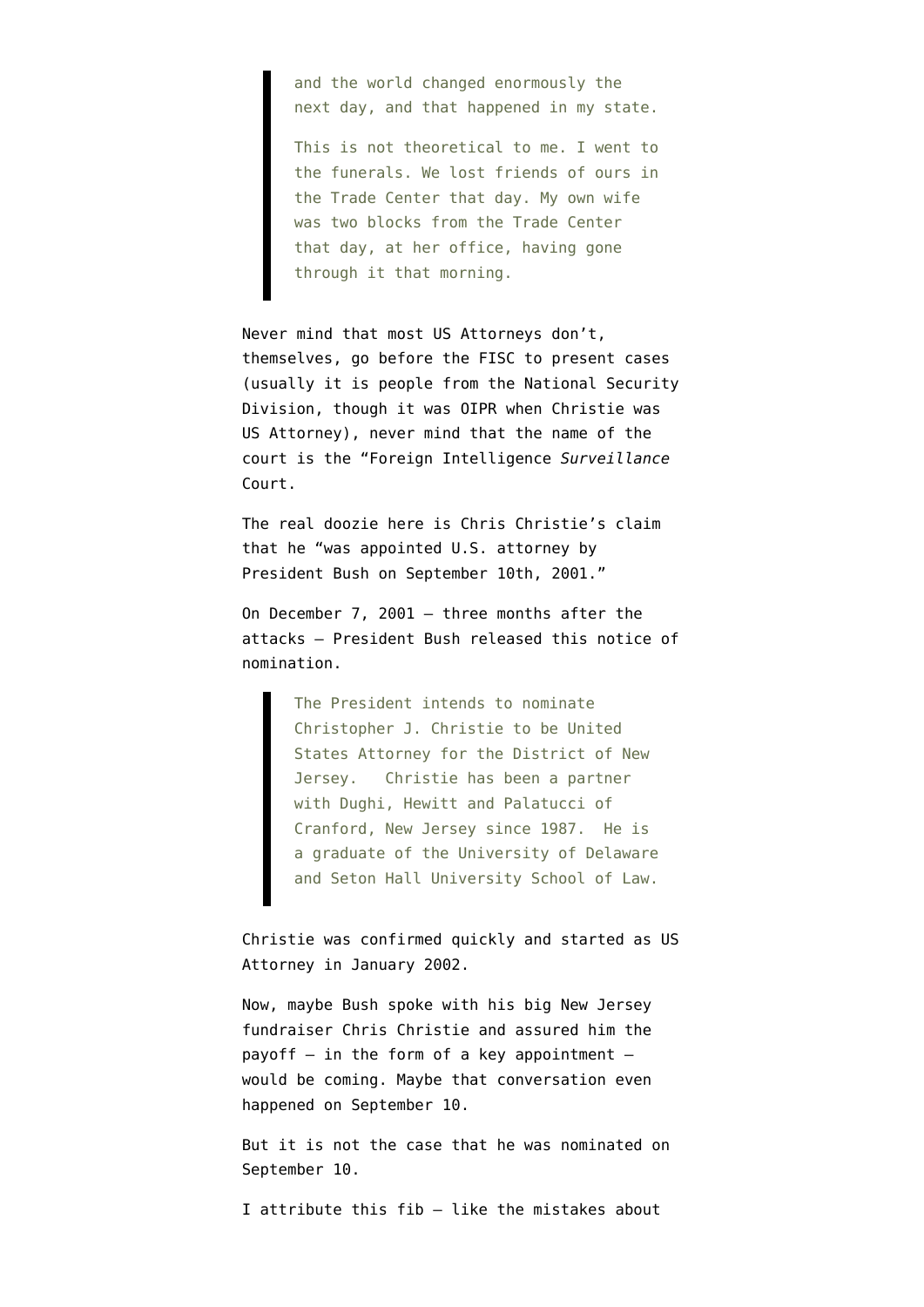> and the world changed enormously the next day, and that happened in my state.
>
> This is not theoretical to me. I went to the funerals. We lost friends of ours in the Trade Center that day. My own wife was two blocks from the Trade Center that day, at her office, having gone through it that morning.

Never mind that most US Attorneys don't, themselves, go before the FISC to present cases (usually it is people from the National Security Division, though it was OIPR when Christie was US Attorney), never mind that the name of the court is the "Foreign Intelligence *Surveillance* Court.

The real doozie here is Chris Christie's claim that he "was appointed U.S. attorney by President Bush on September 10th, 2001."

On December 7, 2001 — three months after the attacks — President Bush released this notice of nomination.

> The President intends to nominate Christopher J. Christie to be United States Attorney for the District of New Jersey.  Christie has been a partner with Dughi, Hewitt and Palatucci of Cranford, New Jersey since 1987.  He is a graduate of the University of Delaware and Seton Hall University School of Law.

Christie was confirmed quickly and started as US Attorney in January 2002.

Now, maybe Bush spoke with his big New Jersey fundraiser Chris Christie and assured him the payoff — in the form of a key appointment — would be coming. Maybe that conversation even happened on September 10.

But it is not the case that he was nominated on September 10.

I attribute this fib — like the mistakes about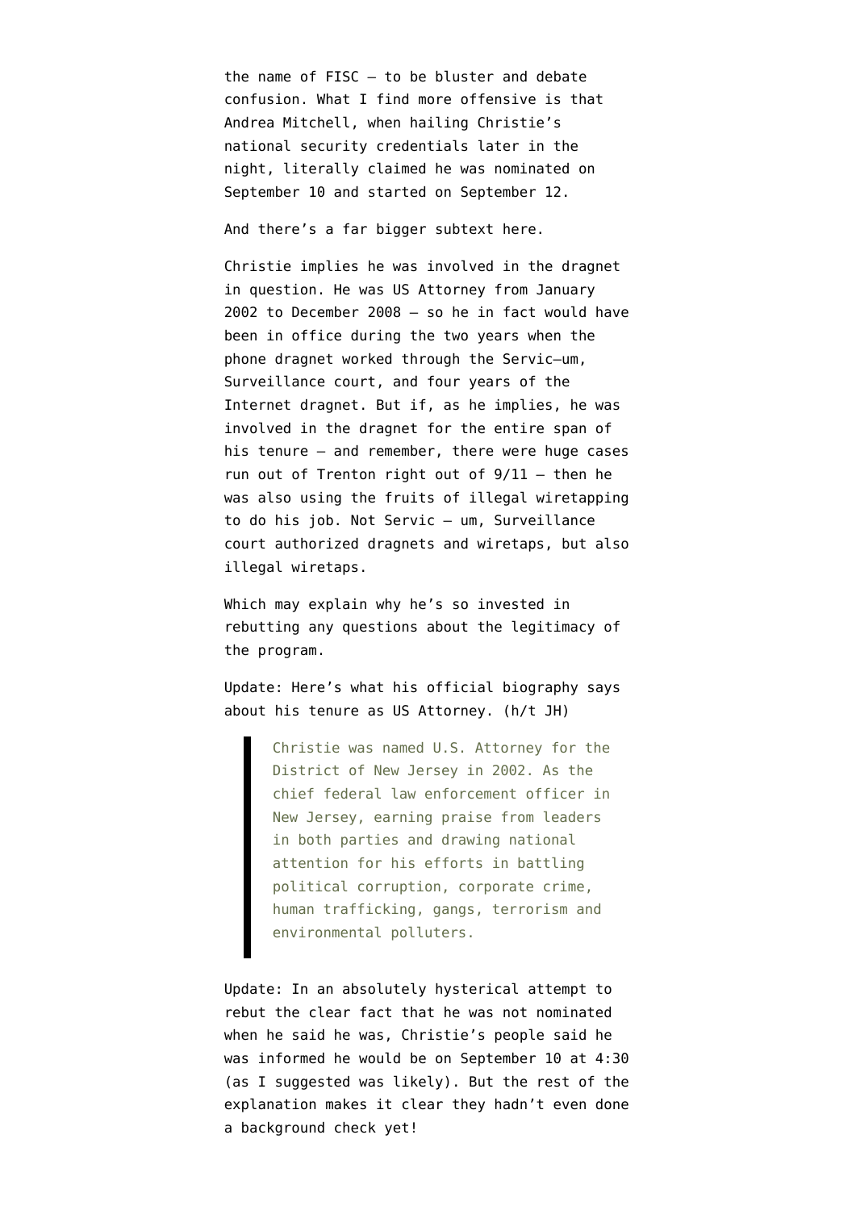the name of FISC — to be bluster and debate confusion. What I find more offensive is that Andrea Mitchell, when hailing Christie's national security credentials later in the night, literally claimed he was nominated on September 10 and started on September 12.

And there's a far bigger subtext here.

Christie implies he was involved in the dragnet in question. He was US Attorney from January 2002 to December 2008 — so he in fact would have been in office during the two years when the phone dragnet worked through the Servic—um, Surveillance court, and four years of the Internet dragnet. But if, as he implies, he was involved in the dragnet for the entire span of his tenure — and remember, there were huge cases run out of Trenton right out of 9/11 — then he was also using the fruits of illegal wiretapping to do his job. Not Servic — um, Surveillance court authorized dragnets and wiretaps, but also illegal wiretaps.

Which may explain why he's so invested in rebutting any questions about the legitimacy of the program.

Update: Here's what his official biography says about his tenure as US Attorney. (h/t JH)

> Christie was named U.S. Attorney for the District of New Jersey in 2002. As the chief federal law enforcement officer in New Jersey, earning praise from leaders in both parties and drawing national attention for his efforts in battling political corruption, corporate crime, human trafficking, gangs, terrorism and environmental polluters.

Update: In an absolutely hysterical attempt to rebut the clear fact that he was not nominated when he said he was, Christie's people said he was informed he would be on September 10 at 4:30 (as I suggested was likely). But the rest of the explanation makes it clear they hadn't even done a background check yet!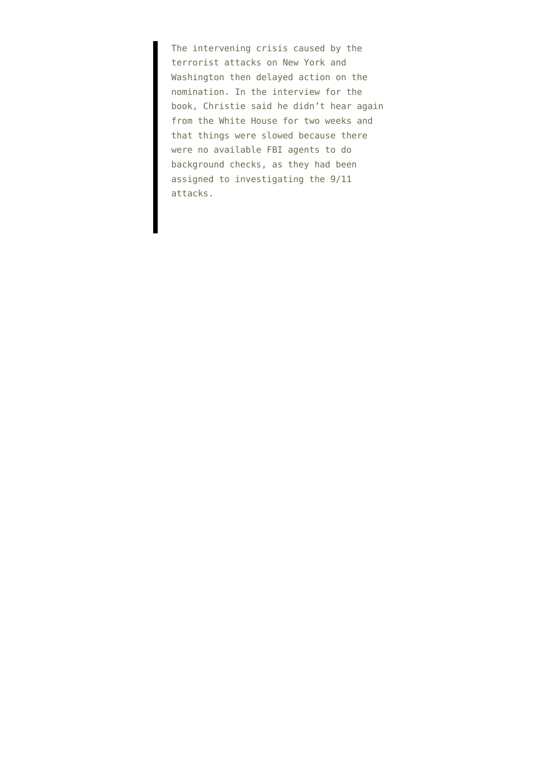> The intervening crisis caused by the terrorist attacks on New York and Washington then delayed action on the nomination. In the interview for the book, Christie said he didn’t hear again from the White House for two weeks and that things were slowed because there were no available FBI agents to do background checks, as they had been assigned to investigating the 9/11 attacks.